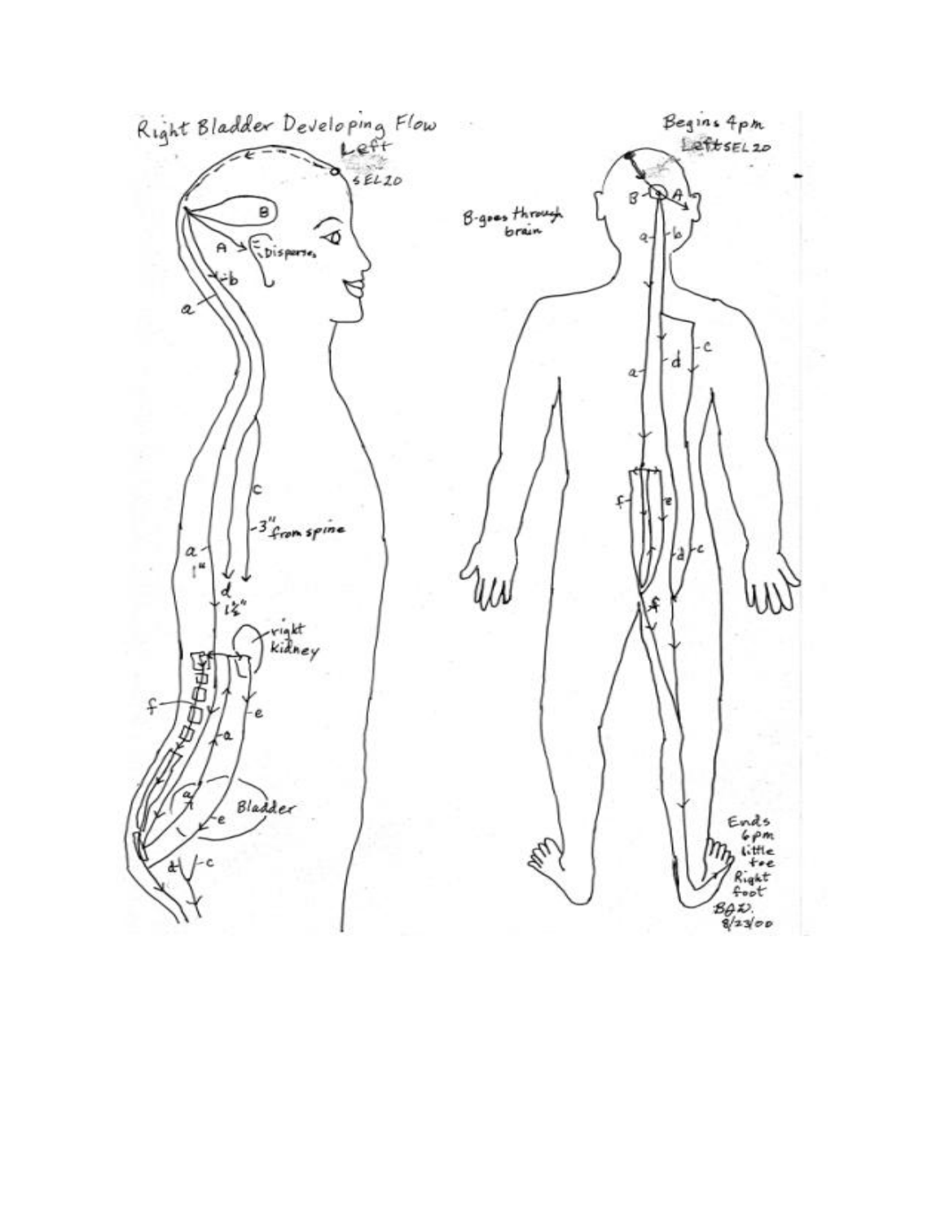# Right Bladder Developing Flow

Left SEL 20

B

A → Disperses

a

b

c

3" from spine

a 1"

d 1½"

right kidney

f

e

a

Bladder

d

c

Begins 4pm

Left SEL 20

B-goes through brain

B

A

a

b

c

d

f

e

Ends 6pm little toe Right foot

BAD.
8/23/00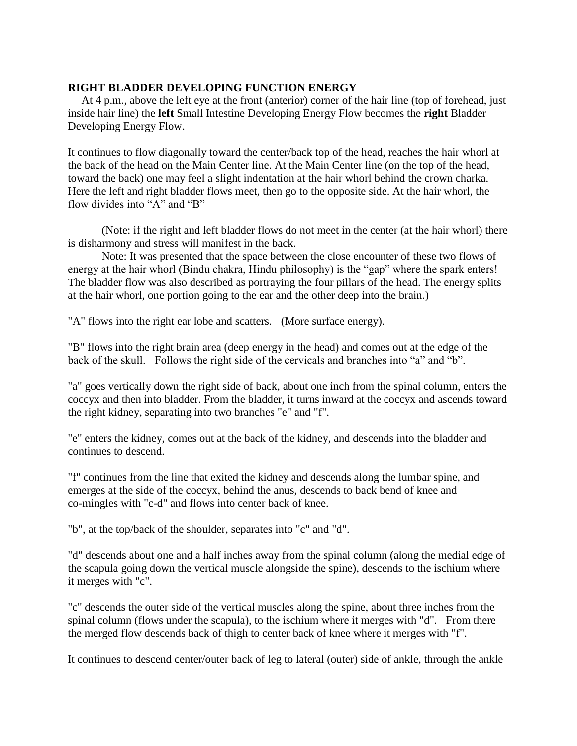**RIGHT BLADDER DEVELOPING FUNCTION ENERGY**

At 4 p.m., above the left eye at the front (anterior) corner of the hair line (top of forehead, just inside hair line) the **left** Small Intestine Developing Energy Flow becomes the **right** Bladder Developing Energy Flow.

It continues to flow diagonally toward the center/back top of the head, reaches the hair whorl at the back of the head on the Main Center line. At the Main Center line (on the top of the head, toward the back) one may feel a slight indentation at the hair whorl behind the crown charka. Here the left and right bladder flows meet, then go to the opposite side. At the hair whorl, the flow divides into "A" and "B"

(Note: if the right and left bladder flows do not meet in the center (at the hair whorl) there is disharmony and stress will manifest in the back.

Note: It was presented that the space between the close encounter of these two flows of energy at the hair whorl (Bindu chakra, Hindu philosophy) is the "gap" where the spark enters! The bladder flow was also described as portraying the four pillars of the head. The energy splits at the hair whorl, one portion going to the ear and the other deep into the brain.)

"A" flows into the right ear lobe and scatters. (More surface energy).

"B" flows into the right brain area (deep energy in the head) and comes out at the edge of the back of the skull. Follows the right side of the cervicals and branches into "a" and "b".

"a" goes vertically down the right side of back, about one inch from the spinal column, enters the coccyx and then into bladder. From the bladder, it turns inward at the coccyx and ascends toward the right kidney, separating into two branches "e" and "f".

"e" enters the kidney, comes out at the back of the kidney, and descends into the bladder and continues to descend.

"f" continues from the line that exited the kidney and descends along the lumbar spine, and emerges at the side of the coccyx, behind the anus, descends to back bend of knee and co-mingles with "c-d" and flows into center back of knee.

"b", at the top/back of the shoulder, separates into "c" and "d".

"d" descends about one and a half inches away from the spinal column (along the medial edge of the scapula going down the vertical muscle alongside the spine), descends to the ischium where it merges with "c".

"c" descends the outer side of the vertical muscles along the spine, about three inches from the spinal column (flows under the scapula), to the ischium where it merges with "d". From there the merged flow descends back of thigh to center back of knee where it merges with "f".

It continues to descend center/outer back of leg to lateral (outer) side of ankle, through the ankle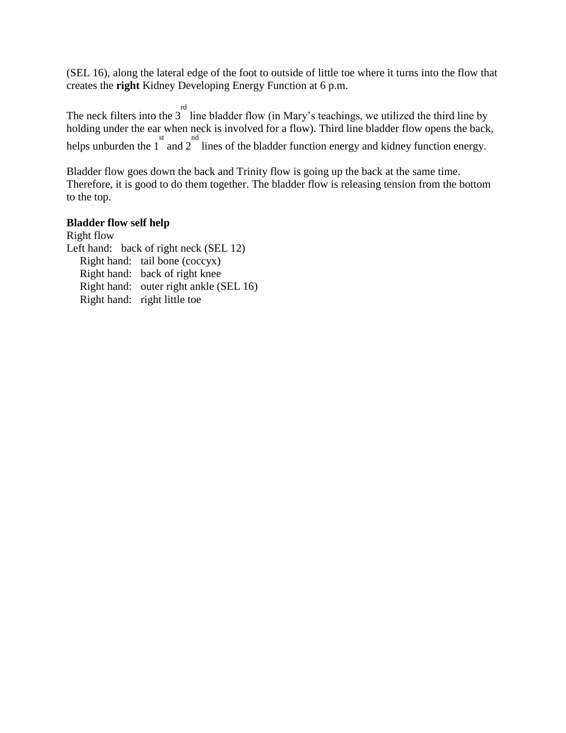(SEL 16), along the lateral edge of the foot to outside of little toe where it turns into the flow that creates the **right** Kidney Developing Energy Function at 6 p.m.

The neck filters into the 3rd line bladder flow (in Mary's teachings, we utilized the third line by holding under the ear when neck is involved for a flow). Third line bladder flow opens the back, helps unburden the 1st and 2nd lines of the bladder function energy and kidney function energy.

Bladder flow goes down the back and Trinity flow is going up the back at the same time. Therefore, it is good to do them together. The bladder flow is releasing tension from the bottom to the top.

**Bladder flow self help**

Right flow

Left hand: back of right neck (SEL 12)

- Right hand: tail bone (coccyx)
- Right hand: back of right knee
- Right hand: outer right ankle (SEL 16)
- Right hand: right little toe